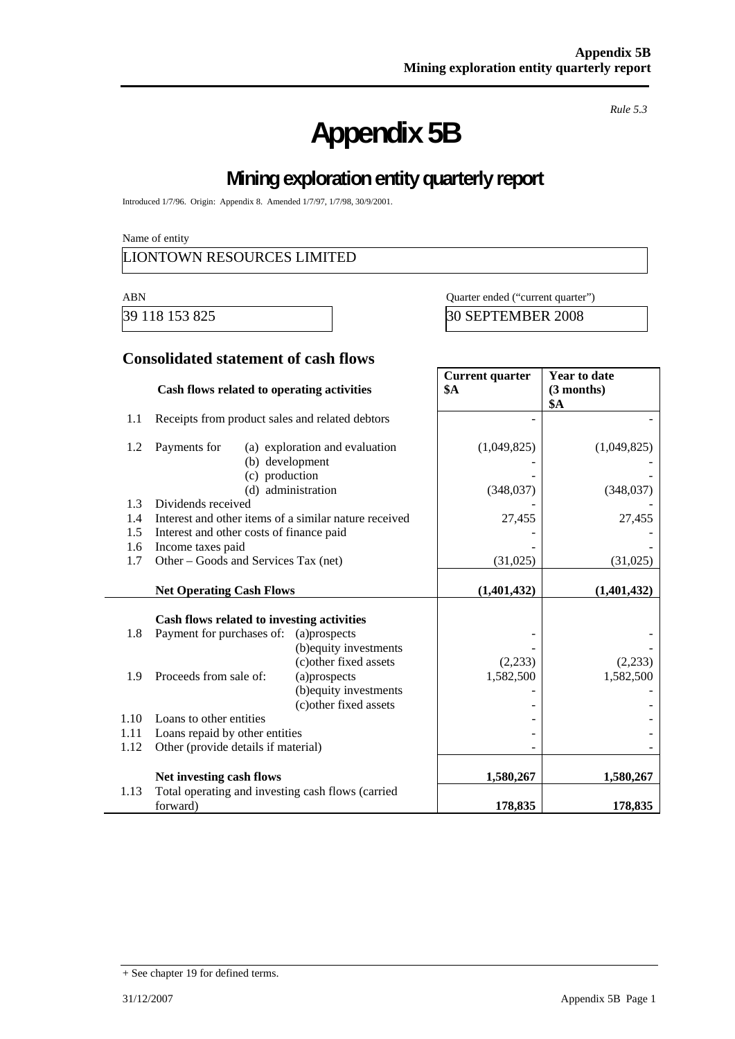*Rule 5.3*

# Appendix 5B

## Mining exploration entity quarterly report

Introduced 1/7/96. Origin: Appendix 8. Amended 1/7/97, 1/7/98, 30/9/2001.

Name of entity

LIONTOWN RESOURCES LIMITED

| ABN | Quarter ended ("current quarter") |
|---|---|
| 39 118 153 825 | 30 SEPTEMBER 2008 |

### Consolidated statement of cash flows

| | Cash flows related to operating activities | | Current quarter $A | Year to date (3 months) $A |
|---|---|---|---|---|
| 1.1 | Receipts from product sales and related debtors | | - | - |
| 1.2 | Payments for | (a) exploration and evaluation | (1,049,825) | (1,049,825) |
| | | (b) development | - | - |
| | | (c) production | - | - |
| | | (d) administration | (348,037) | (348,037) |
| 1.3 | Dividends received | | - | - |
| 1.4 | Interest and other items of a similar nature received | | 27,455 | 27,455 |
| 1.5 | Interest and other costs of finance paid | | - | - |
| 1.6 | Income taxes paid | | - | - |
| 1.7 | Other – Goods and Services Tax (net) | | (31,025) | (31,025) |
| | **Net Operating Cash Flows** | | **(1,401,432)** | **(1,401,432)** |
| | **Cash flows related to investing activities** | | | |
| 1.8 | Payment for purchases of: | (a)prospects | - | - |
| | | (b)equity investments | - | - |
| | | (c)other fixed assets | (2,233) | (2,233) |
| 1.9 | Proceeds from sale of: | (a)prospects | 1,582,500 | 1,582,500 |
| | | (b)equity investments | - | - |
| | | (c)other fixed assets | - | - |
| 1.10 | Loans to other entities | | - | - |
| 1.11 | Loans repaid by other entities | | - | - |
| 1.12 | Other (provide details if material) | | - | - |
| | **Net investing cash flows** | | **1,580,267** | **1,580,267** |
| 1.13 | Total operating and investing cash flows (carried forward) | | **178,835** | **178,835** |

+ See chapter 19 for defined terms.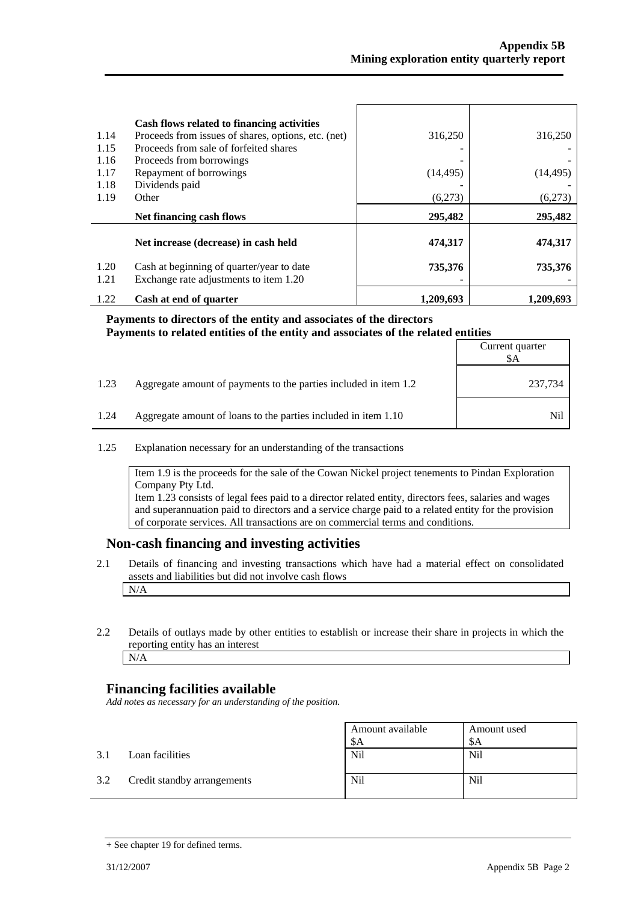| | Cash flows related to financing activities | | |
|---|---|---|---|
| 1.14 | Proceeds from issues of shares, options, etc. (net) | 316,250 | 316,250 |
| 1.15 | Proceeds from sale of forfeited shares | - | - |
| 1.16 | Proceeds from borrowings | - | - |
| 1.17 | Repayment of borrowings | (14,495) | (14,495) |
| 1.18 | Dividends paid | - | - |
| 1.19 | Other | (6,273) | (6,273) |
| | **Net financing cash flows** | **295,482** | **295,482** |
| | **Net increase (decrease) in cash held** | **474,317** | **474,317** |
| 1.20 | Cash at beginning of quarter/year to date | **735,376** | **735,376** |
| 1.21 | Exchange rate adjustments to item 1.20 | - | - |
| 1.22 | **Cash at end of quarter** | **1,209,693** | **1,209,693** |

**Payments to directors of the entity and associates of the directors**
**Payments to related entities of the entity and associates of the related entities**

| | | Current quarter $A |
|---|---|---|
| 1.23 | Aggregate amount of payments to the parties included in item 1.2 | 237,734 |
| 1.24 | Aggregate amount of loans to the parties included in item 1.10 | Nil |

1.25 Explanation necessary for an understanding of the transactions

Item 1.9 is the proceeds for the sale of the Cowan Nickel project tenements to Pindan Exploration Company Pty Ltd.
Item 1.23 consists of legal fees paid to a director related entity, directors fees, salaries and wages and superannuation paid to directors and a service charge paid to a related entity for the provision of corporate services. All transactions are on commercial terms and conditions.

## Non-cash financing and investing activities

2.1 Details of financing and investing transactions which have had a material effect on consolidated assets and liabilities but did not involve cash flows

N/A

2.2 Details of outlays made by other entities to establish or increase their share in projects in which the reporting entity has an interest

N/A

## Financing facilities available

*Add notes as necessary for an understanding of the position.*

| | | Amount available $A | Amount used $A |
|---|---|---|---|
| 3.1 | Loan facilities | Nil | Nil |
| 3.2 | Credit standby arrangements | Nil | Nil |

+ See chapter 19 for defined terms.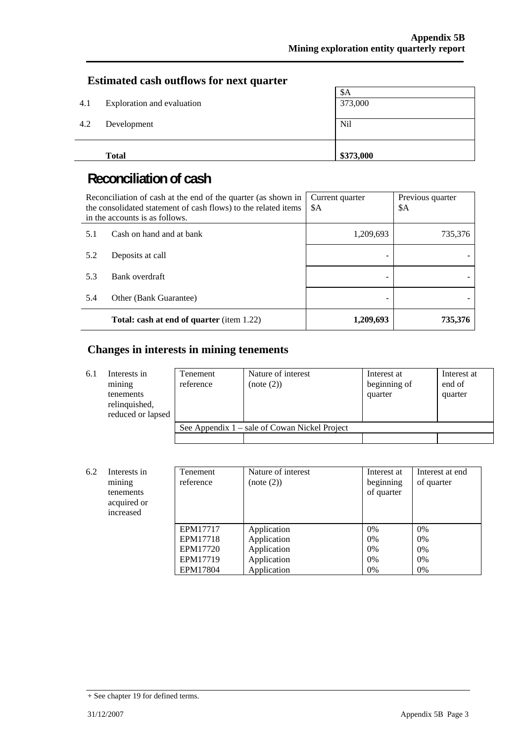## Estimated cash outflows for next quarter

| | | $A |
|---|---|---|
| 4.1 | Exploration and evaluation | 373,000 |
| 4.2 | Development | Nil |
| | **Total** | **$373,000** |

# Reconciliation of cash

| Reconciliation of cash at the end of the quarter (as shown in the consolidated statement of cash flows) to the related items in the accounts is as follows. | | Current quarter $A | Previous quarter $A |
|---|---|---|---|
| 5.1 | Cash on hand and at bank | 1,209,693 | 735,376 |
| 5.2 | Deposits at call | - | - |
| 5.3 | Bank overdraft | - | - |
| 5.4 | Other (Bank Guarantee) | - | - |
| | **Total: cash at end of quarter** (item 1.22) | **1,209,693** | **735,376** |

## Changes in interests in mining tenements

| | | Tenement reference | Nature of interest (note (2)) | Interest at beginning of quarter | Interest at end of quarter |
|---|---|---|---|---|---|
| 6.1 | Interests in mining tenements relinquished, reduced or lapsed | See Appendix 1 – sale of Cowan Nickel Project | | | |

| | | Tenement reference | Nature of interest (note (2)) | Interest at beginning of quarter | Interest at end of quarter |
|---|---|---|---|---|---|
| 6.2 | Interests in mining tenements acquired or increased | EPM17717 | Application | 0% | 0% |
| | | EPM17718 | Application | 0% | 0% |
| | | EPM17720 | Application | 0% | 0% |
| | | EPM17719 | Application | 0% | 0% |
| | | EPM17804 | Application | 0% | 0% |

+ See chapter 19 for defined terms.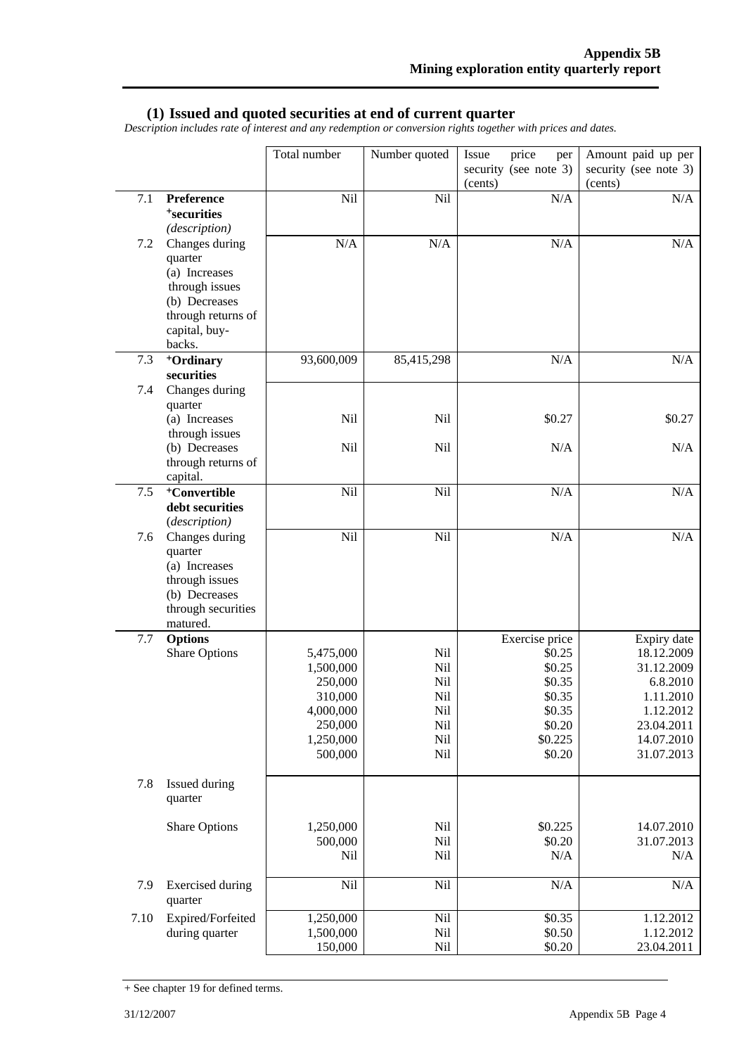## (1) Issued and quoted securities at end of current quarter

*Description includes rate of interest and any redemption or conversion rights together with prices and dates.*

| | | Total number | Number quoted | Issue price per security (see note 3) (cents) | Amount paid up per security (see note 3) (cents) |
|---|---|---|---|---|---|
| 7.1 | **Preference +securities** *(description)* | Nil | Nil | N/A | N/A |
| 7.2 | Changes during quarter (a) Increases through issues (b) Decreases through returns of capital, buy-backs. | N/A | N/A | N/A | N/A |
| 7.3 | **+Ordinary securities** | 93,600,009 | 85,415,298 | N/A | N/A |
| 7.4 | Changes during quarter | | | | |
| | (a) Increases through issues | Nil | Nil | $0.27 | $0.27 |
| | (b) Decreases through returns of capital. | Nil | Nil | N/A | N/A |
| 7.5 | **+Convertible debt securities** (*description*) | Nil | Nil | N/A | N/A |
| 7.6 | Changes during quarter (a) Increases through issues (b) Decreases through securities matured. | Nil | Nil | N/A | N/A |
| 7.7 | **Options** | | | Exercise price | Expiry date |
| | Share Options | 5,475,000 | Nil | $0.25 | 18.12.2009 |
| | | 1,500,000 | Nil | $0.25 | 31.12.2009 |
| | | 250,000 | Nil | $0.35 | 6.8.2010 |
| | | 310,000 | Nil | $0.35 | 1.11.2010 |
| | | 4,000,000 | Nil | $0.35 | 1.12.2012 |
| | | 250,000 | Nil | $0.20 | 23.04.2011 |
| | | 1,250,000 | Nil | $0.225 | 14.07.2010 |
| | | 500,000 | Nil | $0.20 | 31.07.2013 |
| 7.8 | Issued during quarter | | | | |
| | Share Options | 1,250,000 | Nil | $0.225 | 14.07.2010 |
| | | 500,000 | Nil | $0.20 | 31.07.2013 |
| | | Nil | Nil | N/A | N/A |
| 7.9 | Exercised during quarter | Nil | Nil | N/A | N/A |
| 7.10 | Expired/Forfeited during quarter | 1,250,000 | Nil | $0.35 | 1.12.2012 |
| | | 1,500,000 | Nil | $0.50 | 1.12.2012 |
| | | 150,000 | Nil | $0.20 | 23.04.2011 |

+ See chapter 19 for defined terms.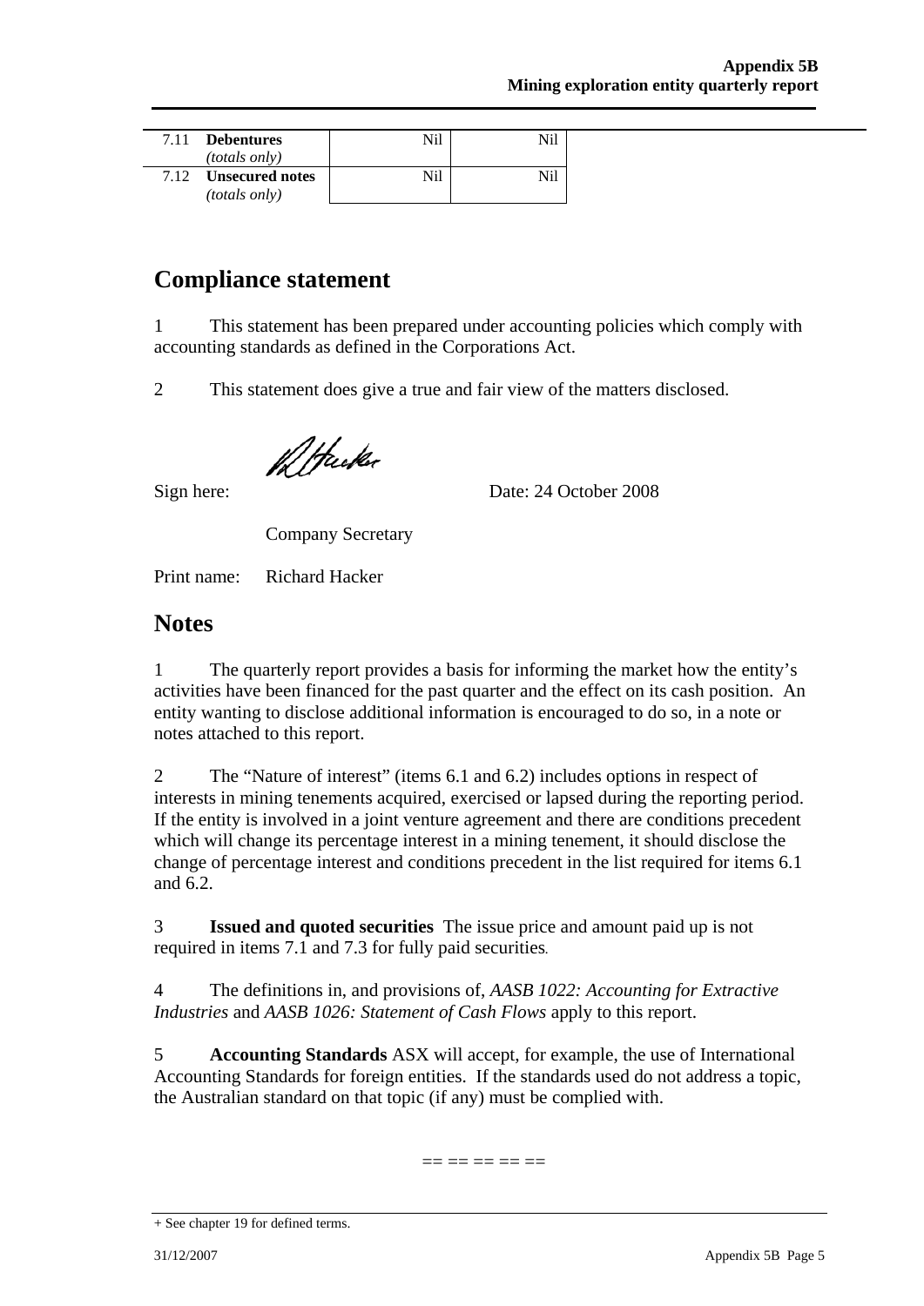| | | | |
|---|---|---|---|
| 7.11 | **Debentures** *(totals only)* | Nil | Nil |
| 7.12 | **Unsecured notes** *(totals only)* | Nil | Nil |

# Compliance statement

1 This statement has been prepared under accounting policies which comply with accounting standards as defined in the Corporations Act.

2 This statement does give a true and fair view of the matters disclosed.

Sign here: Date: 24 October 2008

Company Secretary

Print name: Richard Hacker

# Notes

1 The quarterly report provides a basis for informing the market how the entity's activities have been financed for the past quarter and the effect on its cash position. An entity wanting to disclose additional information is encouraged to do so, in a note or notes attached to this report.

2 The "Nature of interest" (items 6.1 and 6.2) includes options in respect of interests in mining tenements acquired, exercised or lapsed during the reporting period. If the entity is involved in a joint venture agreement and there are conditions precedent which will change its percentage interest in a mining tenement, it should disclose the change of percentage interest and conditions precedent in the list required for items 6.1 and 6.2.

3 **Issued and quoted securities** The issue price and amount paid up is not required in items 7.1 and 7.3 for fully paid securities.

4 The definitions in, and provisions of, *AASB 1022: Accounting for Extractive Industries* and *AASB 1026: Statement of Cash Flows* apply to this report.

5 **Accounting Standards** ASX will accept, for example, the use of International Accounting Standards for foreign entities. If the standards used do not address a topic, the Australian standard on that topic (if any) must be complied with.

== == == == ==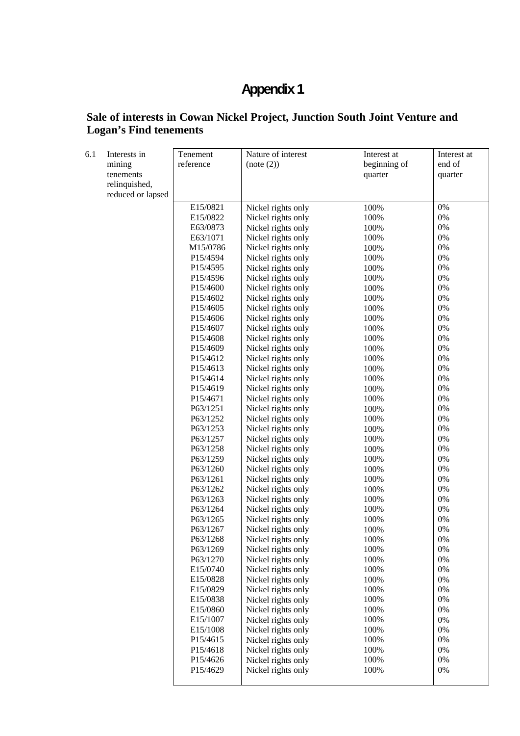# Appendix 1

## Sale of interests in Cowan Nickel Project, Junction South Joint Venture and Logan's Find tenements

6.1 Interests in mining tenements relinquished, reduced or lapsed

| Tenement reference | Nature of interest (note (2)) | Interest at beginning of quarter | Interest at end of quarter |
|---|---|---|---|
| E15/0821 | Nickel rights only | 100% | 0% |
| E15/0822 | Nickel rights only | 100% | 0% |
| E63/0873 | Nickel rights only | 100% | 0% |
| E63/1071 | Nickel rights only | 100% | 0% |
| M15/0786 | Nickel rights only | 100% | 0% |
| P15/4594 | Nickel rights only | 100% | 0% |
| P15/4595 | Nickel rights only | 100% | 0% |
| P15/4596 | Nickel rights only | 100% | 0% |
| P15/4600 | Nickel rights only | 100% | 0% |
| P15/4602 | Nickel rights only | 100% | 0% |
| P15/4605 | Nickel rights only | 100% | 0% |
| P15/4606 | Nickel rights only | 100% | 0% |
| P15/4607 | Nickel rights only | 100% | 0% |
| P15/4608 | Nickel rights only | 100% | 0% |
| P15/4609 | Nickel rights only | 100% | 0% |
| P15/4612 | Nickel rights only | 100% | 0% |
| P15/4613 | Nickel rights only | 100% | 0% |
| P15/4614 | Nickel rights only | 100% | 0% |
| P15/4619 | Nickel rights only | 100% | 0% |
| P15/4671 | Nickel rights only | 100% | 0% |
| P63/1251 | Nickel rights only | 100% | 0% |
| P63/1252 | Nickel rights only | 100% | 0% |
| P63/1253 | Nickel rights only | 100% | 0% |
| P63/1257 | Nickel rights only | 100% | 0% |
| P63/1258 | Nickel rights only | 100% | 0% |
| P63/1259 | Nickel rights only | 100% | 0% |
| P63/1260 | Nickel rights only | 100% | 0% |
| P63/1261 | Nickel rights only | 100% | 0% |
| P63/1262 | Nickel rights only | 100% | 0% |
| P63/1263 | Nickel rights only | 100% | 0% |
| P63/1264 | Nickel rights only | 100% | 0% |
| P63/1265 | Nickel rights only | 100% | 0% |
| P63/1267 | Nickel rights only | 100% | 0% |
| P63/1268 | Nickel rights only | 100% | 0% |
| P63/1269 | Nickel rights only | 100% | 0% |
| P63/1270 | Nickel rights only | 100% | 0% |
| E15/0740 | Nickel rights only | 100% | 0% |
| E15/0828 | Nickel rights only | 100% | 0% |
| E15/0829 | Nickel rights only | 100% | 0% |
| E15/0838 | Nickel rights only | 100% | 0% |
| E15/0860 | Nickel rights only | 100% | 0% |
| E15/1007 | Nickel rights only | 100% | 0% |
| E15/1008 | Nickel rights only | 100% | 0% |
| P15/4615 | Nickel rights only | 100% | 0% |
| P15/4618 | Nickel rights only | 100% | 0% |
| P15/4626 | Nickel rights only | 100% | 0% |
| P15/4629 | Nickel rights only | 100% | 0% |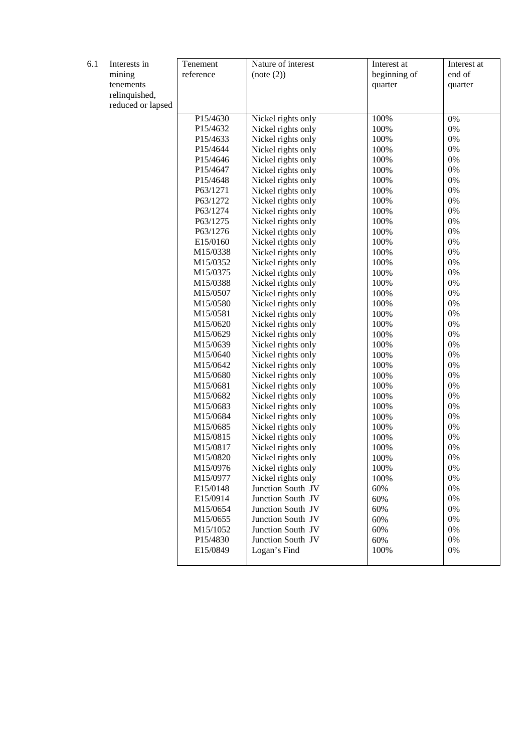| 6.1 | Interests in mining tenements relinquished, reduced or lapsed | Tenement reference | Nature of interest (note (2)) | Interest at beginning of quarter | Interest at end of quarter |
|---|---|---|---|---|---|
| | | P15/4630 | Nickel rights only | 100% | 0% |
| | | P15/4632 | Nickel rights only | 100% | 0% |
| | | P15/4633 | Nickel rights only | 100% | 0% |
| | | P15/4644 | Nickel rights only | 100% | 0% |
| | | P15/4646 | Nickel rights only | 100% | 0% |
| | | P15/4647 | Nickel rights only | 100% | 0% |
| | | P15/4648 | Nickel rights only | 100% | 0% |
| | | P63/1271 | Nickel rights only | 100% | 0% |
| | | P63/1272 | Nickel rights only | 100% | 0% |
| | | P63/1274 | Nickel rights only | 100% | 0% |
| | | P63/1275 | Nickel rights only | 100% | 0% |
| | | P63/1276 | Nickel rights only | 100% | 0% |
| | | E15/0160 | Nickel rights only | 100% | 0% |
| | | M15/0338 | Nickel rights only | 100% | 0% |
| | | M15/0352 | Nickel rights only | 100% | 0% |
| | | M15/0375 | Nickel rights only | 100% | 0% |
| | | M15/0388 | Nickel rights only | 100% | 0% |
| | | M15/0507 | Nickel rights only | 100% | 0% |
| | | M15/0580 | Nickel rights only | 100% | 0% |
| | | M15/0581 | Nickel rights only | 100% | 0% |
| | | M15/0620 | Nickel rights only | 100% | 0% |
| | | M15/0629 | Nickel rights only | 100% | 0% |
| | | M15/0639 | Nickel rights only | 100% | 0% |
| | | M15/0640 | Nickel rights only | 100% | 0% |
| | | M15/0642 | Nickel rights only | 100% | 0% |
| | | M15/0680 | Nickel rights only | 100% | 0% |
| | | M15/0681 | Nickel rights only | 100% | 0% |
| | | M15/0682 | Nickel rights only | 100% | 0% |
| | | M15/0683 | Nickel rights only | 100% | 0% |
| | | M15/0684 | Nickel rights only | 100% | 0% |
| | | M15/0685 | Nickel rights only | 100% | 0% |
| | | M15/0815 | Nickel rights only | 100% | 0% |
| | | M15/0817 | Nickel rights only | 100% | 0% |
| | | M15/0820 | Nickel rights only | 100% | 0% |
| | | M15/0976 | Nickel rights only | 100% | 0% |
| | | M15/0977 | Nickel rights only | 100% | 0% |
| | | E15/0148 | Junction South JV | 60% | 0% |
| | | E15/0914 | Junction South JV | 60% | 0% |
| | | M15/0654 | Junction South JV | 60% | 0% |
| | | M15/0655 | Junction South JV | 60% | 0% |
| | | M15/1052 | Junction South JV | 60% | 0% |
| | | P15/4830 | Junction South JV | 60% | 0% |
| | | E15/0849 | Logan's Find | 100% | 0% |